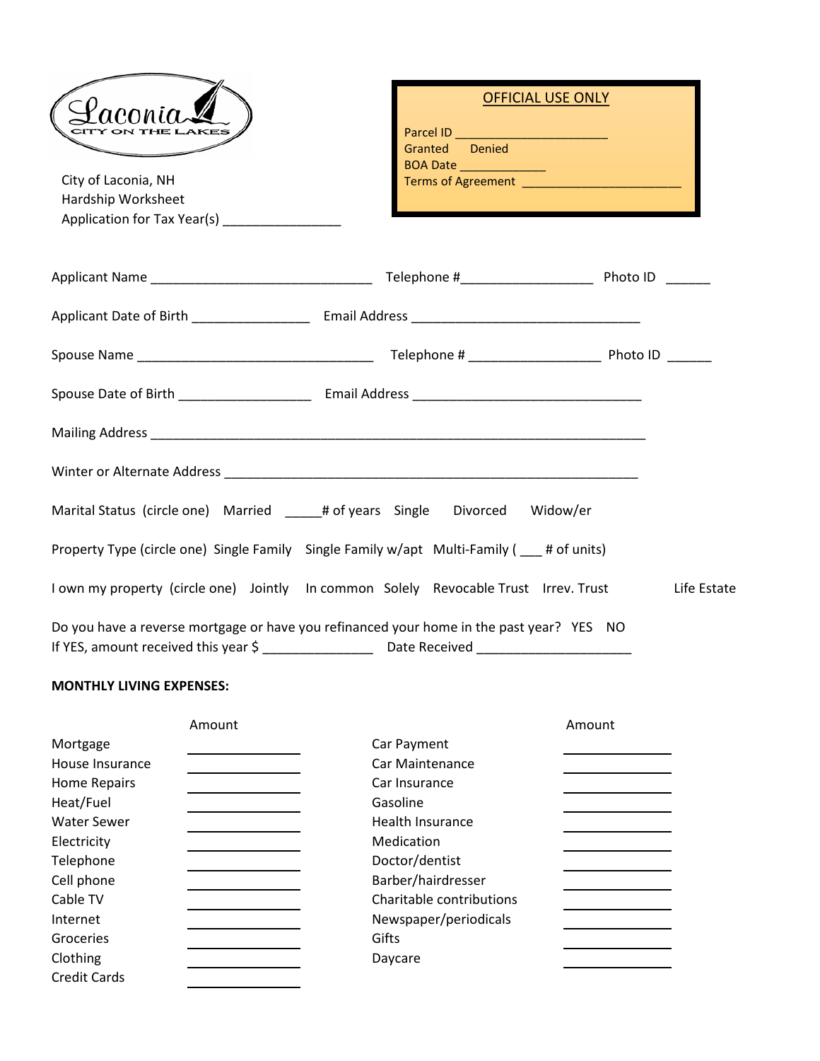Laconia
CITY ON THE LAKES

City of Laconia, NH
Hardship Worksheet
Application for Tax Year(s) ________________

**OFFICIAL USE ONLY**

Parcel ID ______________________
Granted Denied
BOA Date _____________
Terms of Agreement ________________________

Applicant Name _______________________________ Telephone #__________________ Photo ID ______

Applicant Date of Birth ________________ Email Address ________________________________

Spouse Name _________________________________ Telephone # __________________ Photo ID ______

Spouse Date of Birth __________________ Email Address ________________________________

Mailing Address ______________________________________________________________________

Winter or Alternate Address __________________________________________________________

Marital Status (circle one) Married _____# of years Single Divorced Widow/er

Property Type (circle one) Single Family Single Family w/apt Multi-Family ( ___ # of units)

I own my property (circle one) Jointly In common Solely Revocable Trust Irrev. Trust Life Estate

Do you have a reverse mortgage or have you refinanced your home in the past year? YES NO
If YES, amount received this year $ _______________ Date Received _____________________

**MONTHLY LIVING EXPENSES:**

| | Amount | | Amount |
|---|---|---|---|
| Mortgage | | Car Payment | |
| House Insurance | | Car Maintenance | |
| Home Repairs | | Car Insurance | |
| Heat/Fuel | | Gasoline | |
| Water Sewer | | Health Insurance | |
| Electricity | | Medication | |
| Telephone | | Doctor/dentist | |
| Cell phone | | Barber/hairdresser | |
| Cable TV | | Charitable contributions | |
| Internet | | Newspaper/periodicals | |
| Groceries | | Gifts | |
| Clothing | | Daycare | |
| Credit Cards | | | |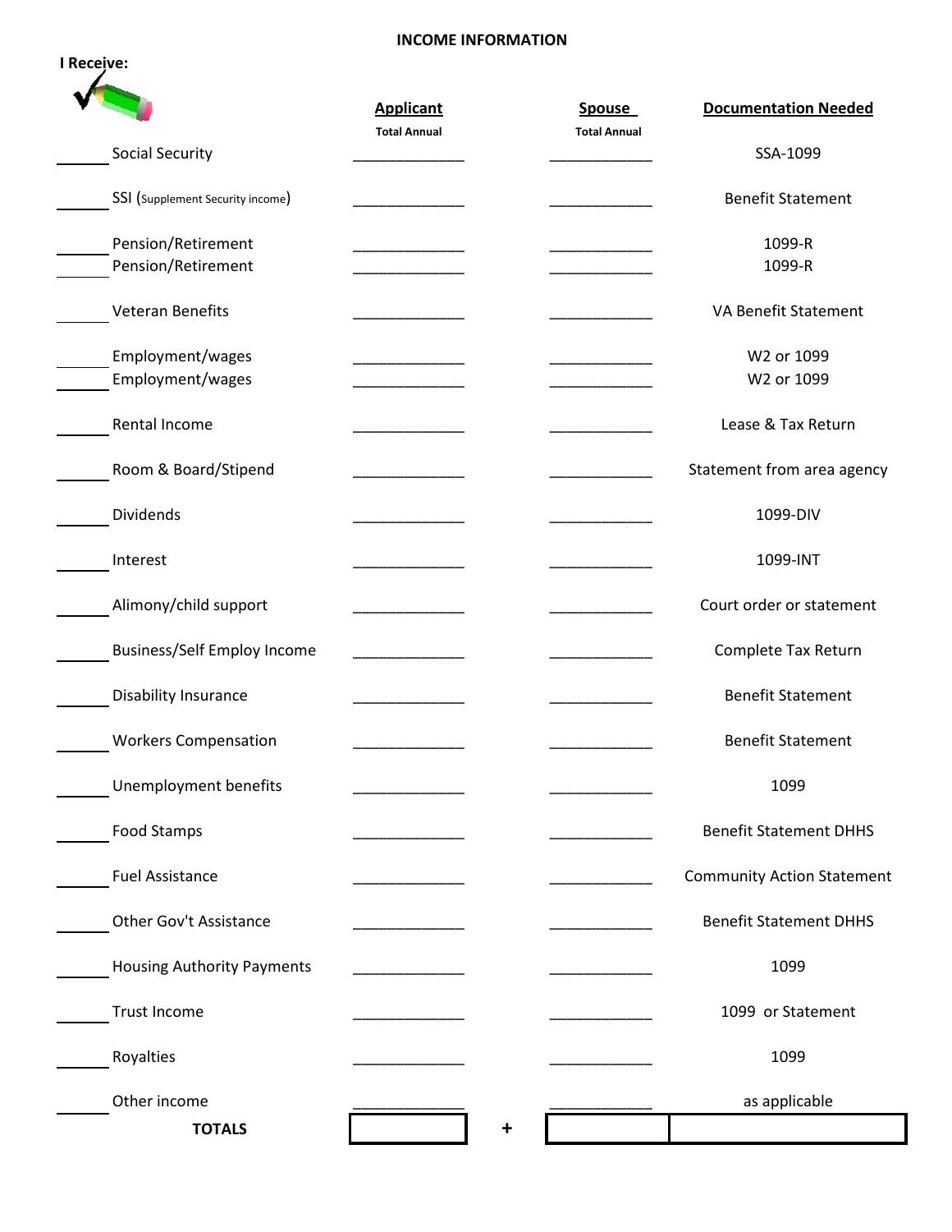# INCOME INFORMATION

**I Receive:**

| ✓ | Income Type | Applicant (Total Annual) | Spouse (Total Annual) | Documentation Needed |
|---|---|---|---|---|
| ______ | Social Security | ______________ | ____________ | SSA-1099 |
| ______ | SSI (Supplement Security income) | ______________ | ____________ | Benefit Statement |
| ______ | Pension/Retirement | ______________ | ____________ | 1099-R |
| ______ | Pension/Retirement | ______________ | ____________ | 1099-R |
| ______ | Veteran Benefits | ______________ | ____________ | VA Benefit Statement |
| ______ | Employment/wages | ______________ | ____________ | W2 or 1099 |
| ______ | Employment/wages | ______________ | ____________ | W2 or 1099 |
| ______ | Rental Income | ______________ | ____________ | Lease & Tax Return |
| ______ | Room & Board/Stipend | ______________ | ____________ | Statement from area agency |
| ______ | Dividends | ______________ | ____________ | 1099-DIV |
| ______ | Interest | ______________ | ____________ | 1099-INT |
| ______ | Alimony/child support | ______________ | ____________ | Court order or statement |
| ______ | Business/Self Employ Income | ______________ | ____________ | Complete Tax Return |
| ______ | Disability Insurance | ______________ | ____________ | Benefit Statement |
| ______ | Workers Compensation | ______________ | ____________ | Benefit Statement |
| ______ | Unemployment benefits | ______________ | ____________ | 1099 |
| ______ | Food Stamps | ______________ | ____________ | Benefit Statement DHHS |
| ______ | Fuel Assistance | ______________ | ____________ | Community Action Statement |
| ______ | Other Gov't Assistance | ______________ | ____________ | Benefit Statement DHHS |
| ______ | Housing Authority Payments | ______________ | ____________ | 1099 |
| ______ | Trust Income | ______________ | ____________ | 1099 or Statement |
| ______ | Royalties | ______________ | ____________ | 1099 |
| ______ | Other income | ______________ | ____________ | as applicable |
| | **TOTALS** | | + | |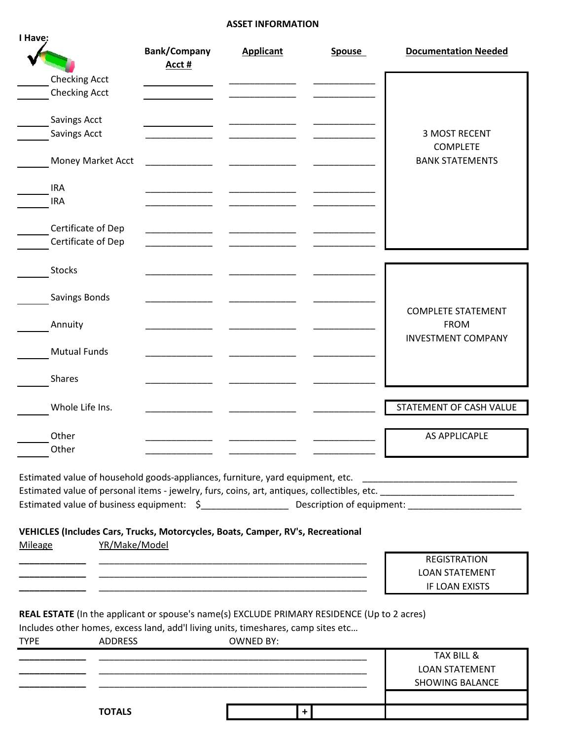# ASSET INFORMATION

| I Have: | Bank/Company Acct # | Applicant | Spouse | Documentation Needed |
|---|---|---|---|---|
| ______ Checking Acct | ____________ | ____________ | ____________ | 3 MOST RECENT COMPLETE BANK STATEMENTS |
| ______ Checking Acct | ____________ | ____________ | ____________ | |
| ______ Savings Acct | ____________ | ____________ | ____________ | |
| ______ Savings Acct | ____________ | ____________ | ____________ | |
| ______ Money Market Acct | ____________ | ____________ | ____________ | |
| ______ IRA | ____________ | ____________ | ____________ | |
| ______ IRA | ____________ | ____________ | ____________ | |
| ______ Certificate of Dep | ____________ | ____________ | ____________ | |
| ______ Certificate of Dep | ____________ | ____________ | ____________ | |
| ______ Stocks | ____________ | ____________ | ____________ | COMPLETE STATEMENT FROM INVESTMENT COMPANY |
| ______ Savings Bonds | ____________ | ____________ | ____________ | |
| ______ Annuity | ____________ | ____________ | ____________ | |
| ______ Mutual Funds | ____________ | ____________ | ____________ | |
| ______ Shares | ____________ | ____________ | ____________ | |
| ______ Whole Life Ins. | ____________ | ____________ | ____________ | STATEMENT OF CASH VALUE |
| ______ Other | ____________ | ____________ | ____________ | AS APPLICAPLE |
| ______ Other | ____________ | ____________ | ____________ | |

Estimated value of household goods-appliances, furniture, yard equipment, etc. ____________________________

Estimated value of personal items - jewelry, furs, coins, art, antiques, collectibles, etc. ________________________

Estimated value of business equipment: $________________ Description of equipment: ______________________

**VEHICLES (Includes Cars, Trucks, Motorcycles, Boats, Camper, RV's, Recreational**

| Mileage | YR/Make/Model | |
|---|---|---|
| ____________ | ____________________________________________ | REGISTRATION LOAN STATEMENT IF LOAN EXISTS |
| ____________ | ____________________________________________ | |
| ____________ | ____________________________________________ | |

**REAL ESTATE** (In the applicant or spouse's name(s) EXCLUDE PRIMARY RESIDENCE (Up to 2 acres)
Includes other homes, excess land, add'l living units, timeshares, camp sites etc…

| TYPE | ADDRESS | OWNED BY: | |
|---|---|---|---|
| ____________ | ____________________________________________ | | TAX BILL & LOAN STATEMENT SHOWING BALANCE |
| ____________ | ____________________________________________ | | |
| ____________ | ____________________________________________ | | |

| **TOTALS** | | + | | |
|---|---|---|---|---|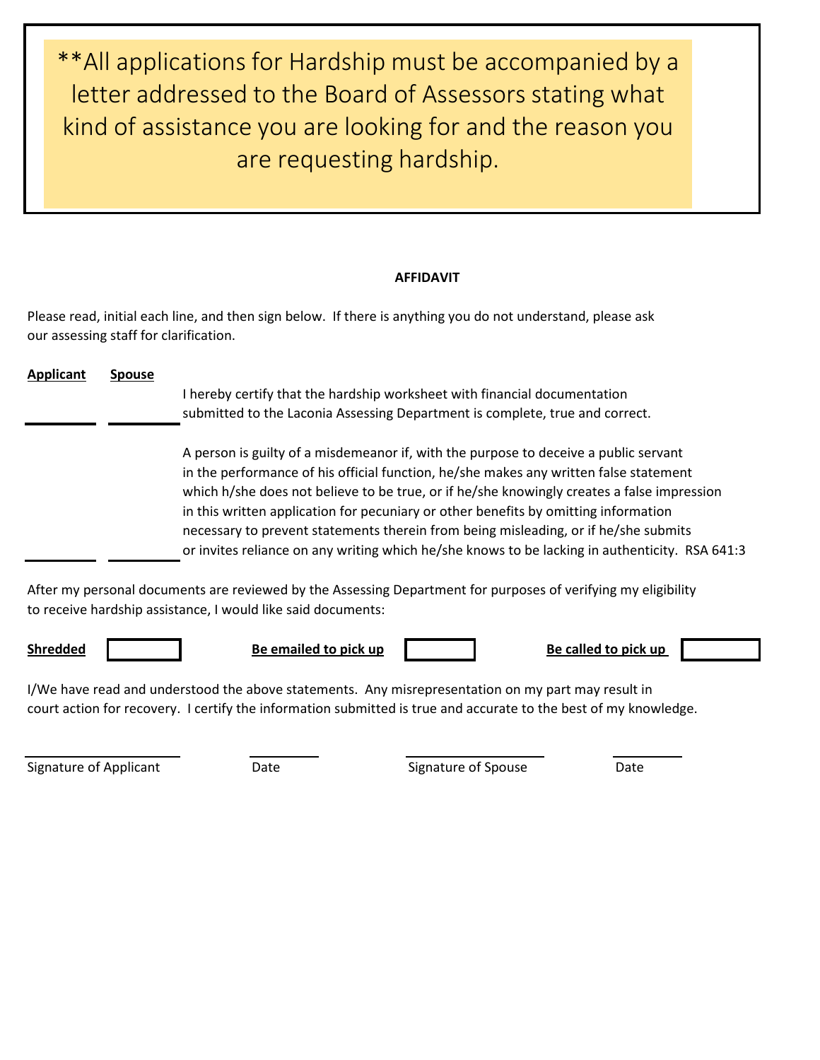**All applications for Hardship must be accompanied by a letter addressed to the Board of Assessors stating what kind of assistance you are looking for and the reason you are requesting hardship.

**AFFIDAVIT**

Please read, initial each line, and then sign below. If there is anything you do not understand, please ask our assessing staff for clarification.

| Applicant | Spouse | |
|---|---|---|
| ________ | ________ | I hereby certify that the hardship worksheet with financial documentation submitted to the Laconia Assessing Department is complete, true and correct. |
| ________ | ________ | A person is guilty of a misdemeanor if, with the purpose to deceive a public servant in the performance of his official function, he/she makes any written false statement which h/she does not believe to be true, or if he/she knowingly creates a false impression in this written application for pecuniary or other benefits by omitting information necessary to prevent statements therein from being misleading, or if he/she submits or invites reliance on any writing which he/she knows to be lacking in authenticity. RSA 641:3 |

After my personal documents are reviewed by the Assessing Department for purposes of verifying my eligibility to receive hardship assistance, I would like said documents:

**Shredded** ☐ **Be emailed to pick up** ☐ **Be called to pick up** ☐

I/We have read and understood the above statements. Any misrepresentation on my part may result in court action for recovery. I certify the information submitted is true and accurate to the best of my knowledge.

| | | | |
|---|---|---|---|
| ____________________ | __________ | ____________________ | __________ |
| Signature of Applicant | Date | Signature of Spouse | Date |